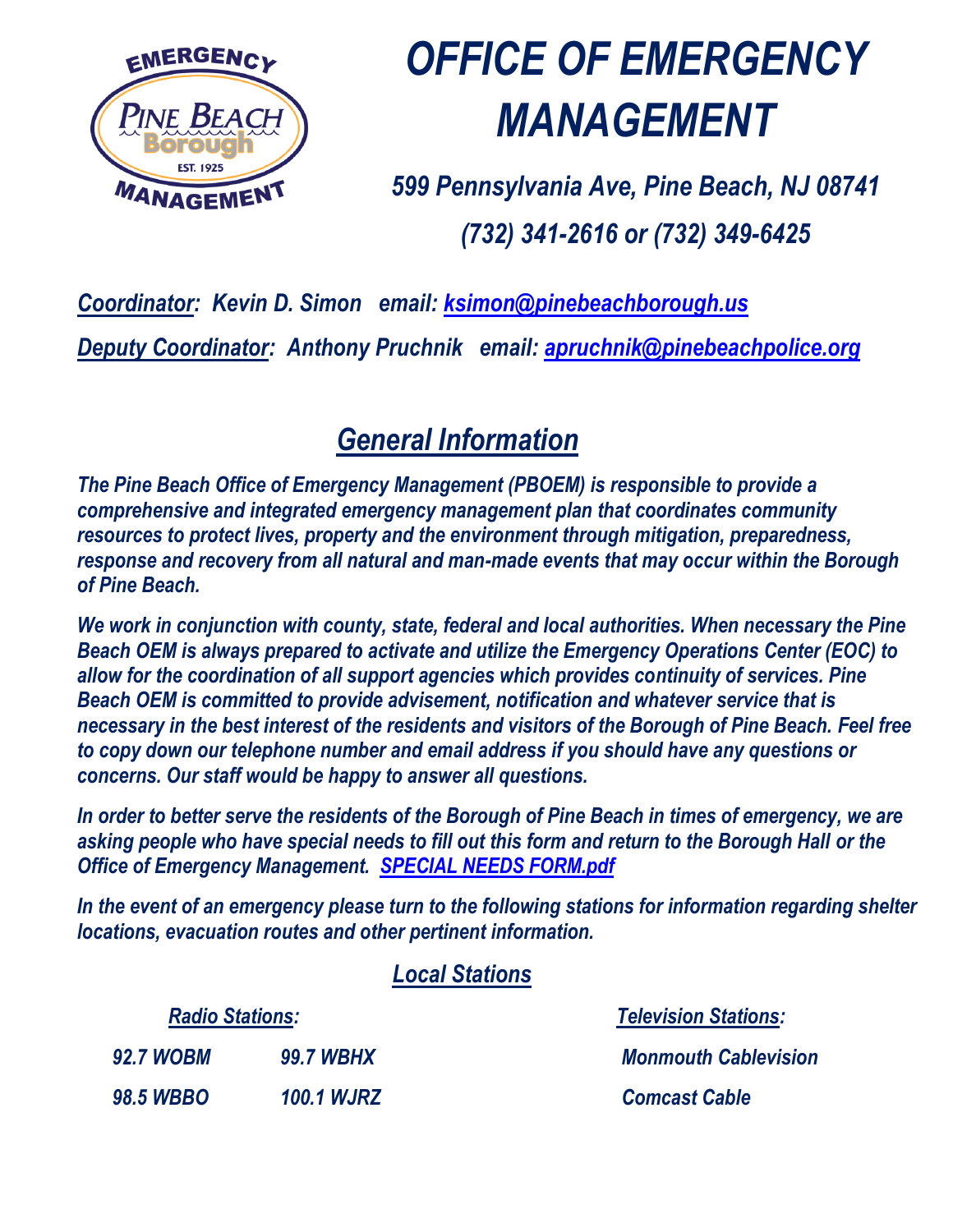# OFFICE OF EMERGENCY MANAGEMENT

*599 Pennsylvania Ave, Pine Beach, NJ 08741*

*(732) 341-2616 or (732) 349-6425*

***Coordinator:* Kevin D. Simon email: ksimon@pinebeachborough.us**

***Deputy Coordinator:* Anthony Pruchnik email: apruchnik@pinebeachpolice.org**

## General Information

***The Pine Beach Office of Emergency Management (PBOEM) is responsible to provide a comprehensive and integrated emergency management plan that coordinates community resources to protect lives, property and the environment through mitigation, preparedness, response and recovery from all natural and man-made events that may occur within the Borough of Pine Beach.***

***We work in conjunction with county, state, federal and local authorities. When necessary the Pine Beach OEM is always prepared to activate and utilize the Emergency Operations Center (EOC) to allow for the coordination of all support agencies which provides continuity of services. Pine Beach OEM is committed to provide advisement, notification and whatever service that is necessary in the best interest of the residents and visitors of the Borough of Pine Beach. Feel free to copy down our telephone number and email address if you should have any questions or concerns. Our staff would be happy to answer all questions.***

***In order to better serve the residents of the Borough of Pine Beach in times of emergency, we are asking people who have special needs to fill out this form and return to the Borough Hall or the Office of Emergency Management. SPECIAL NEEDS FORM.pdf***

***In the event of an emergency please turn to the following stations for information regarding shelter locations, evacuation routes and other pertinent information.***

### Local Stations

| Radio Stations: | | Television Stations: |
|---|---|---|
| 92.7 WOBM | 99.7 WBHX | Monmouth Cablevision |
| 98.5 WBBO | 100.1 WJRZ | Comcast Cable |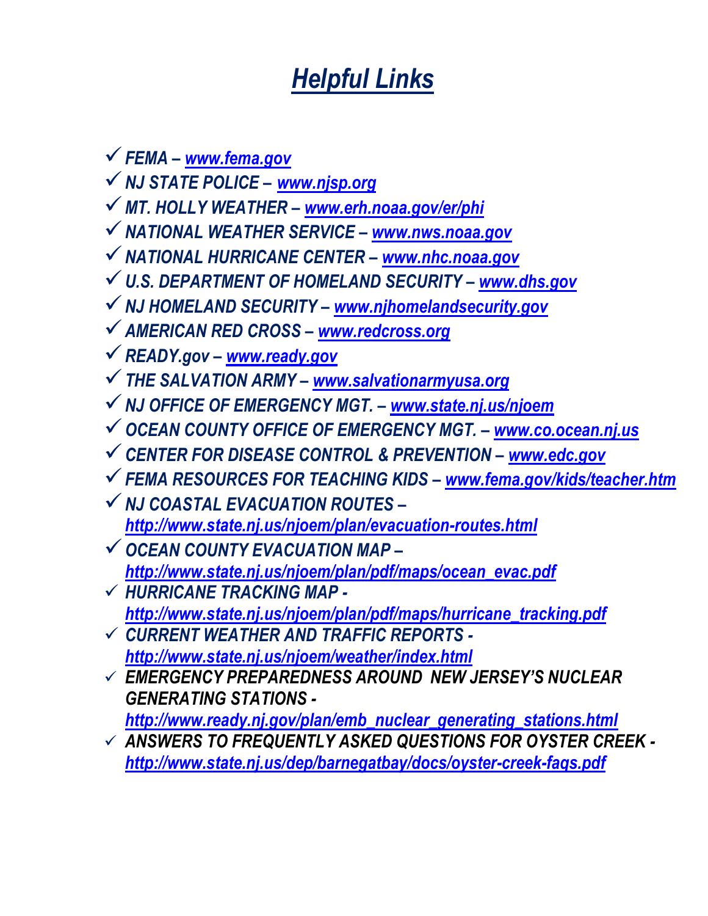# *Helpful Links*

- ✓ ***FEMA – [www.fema.gov](http://www.fema.gov)***
- ✓ ***NJ STATE POLICE – [www.njsp.org](http://www.njsp.org)***
- ✓ ***MT. HOLLY WEATHER – [www.erh.noaa.gov/er/phi](http://www.erh.noaa.gov/er/phi)***
- ✓ ***NATIONAL WEATHER SERVICE – [www.nws.noaa.gov](http://www.nws.noaa.gov)***
- ✓ ***NATIONAL HURRICANE CENTER – [www.nhc.noaa.gov](http://www.nhc.noaa.gov)***
- ✓ ***U.S. DEPARTMENT OF HOMELAND SECURITY – [www.dhs.gov](http://www.dhs.gov)***
- ✓ ***NJ HOMELAND SECURITY – [www.njhomelandsecurity.gov](http://www.njhomelandsecurity.gov)***
- ✓ ***AMERICAN RED CROSS – [www.redcross.org](http://www.redcross.org)***
- ✓ ***READY.gov – [www.ready.gov](http://www.ready.gov)***
- ✓ ***THE SALVATION ARMY – [www.salvationarmyusa.org](http://www.salvationarmyusa.org)***
- ✓ ***NJ OFFICE OF EMERGENCY MGT. – [www.state.nj.us/njoem](http://www.state.nj.us/njoem)***
- ✓ ***OCEAN COUNTY OFFICE OF EMERGENCY MGT. – [www.co.ocean.nj.us](http://www.co.ocean.nj.us)***
- ✓ ***CENTER FOR DISEASE CONTROL & PREVENTION – [www.edc.gov](http://www.edc.gov)***
- ✓ ***FEMA RESOURCES FOR TEACHING KIDS – [www.fema.gov/kids/teacher.htm](http://www.fema.gov/kids/teacher.htm)***
- ✓ ***NJ COASTAL EVACUATION ROUTES – [http://www.state.nj.us/njoem/plan/evacuation-routes.html](http://www.state.nj.us/njoem/plan/evacuation-routes.html)***
- ✓ ***OCEAN COUNTY EVACUATION MAP – [http://www.state.nj.us/njoem/plan/pdf/maps/ocean_evac.pdf](http://www.state.nj.us/njoem/plan/pdf/maps/ocean_evac.pdf)***
- ✓ ***HURRICANE TRACKING MAP - [http://www.state.nj.us/njoem/plan/pdf/maps/hurricane_tracking.pdf](http://www.state.nj.us/njoem/plan/pdf/maps/hurricane_tracking.pdf)***
- ✓ ***CURRENT WEATHER AND TRAFFIC REPORTS - [http://www.state.nj.us/njoem/weather/index.html](http://www.state.nj.us/njoem/weather/index.html)***
- ✓ ***EMERGENCY PREPAREDNESS AROUND NEW JERSEY'S NUCLEAR GENERATING STATIONS - [http://www.ready.nj.gov/plan/emb_nuclear_generating_stations.html](http://www.ready.nj.gov/plan/emb_nuclear_generating_stations.html)***
- ✓ ***ANSWERS TO FREQUENTLY ASKED QUESTIONS FOR OYSTER CREEK - [http://www.state.nj.us/dep/barnegatbay/docs/oyster-creek-faqs.pdf](http://www.state.nj.us/dep/barnegatbay/docs/oyster-creek-faqs.pdf)***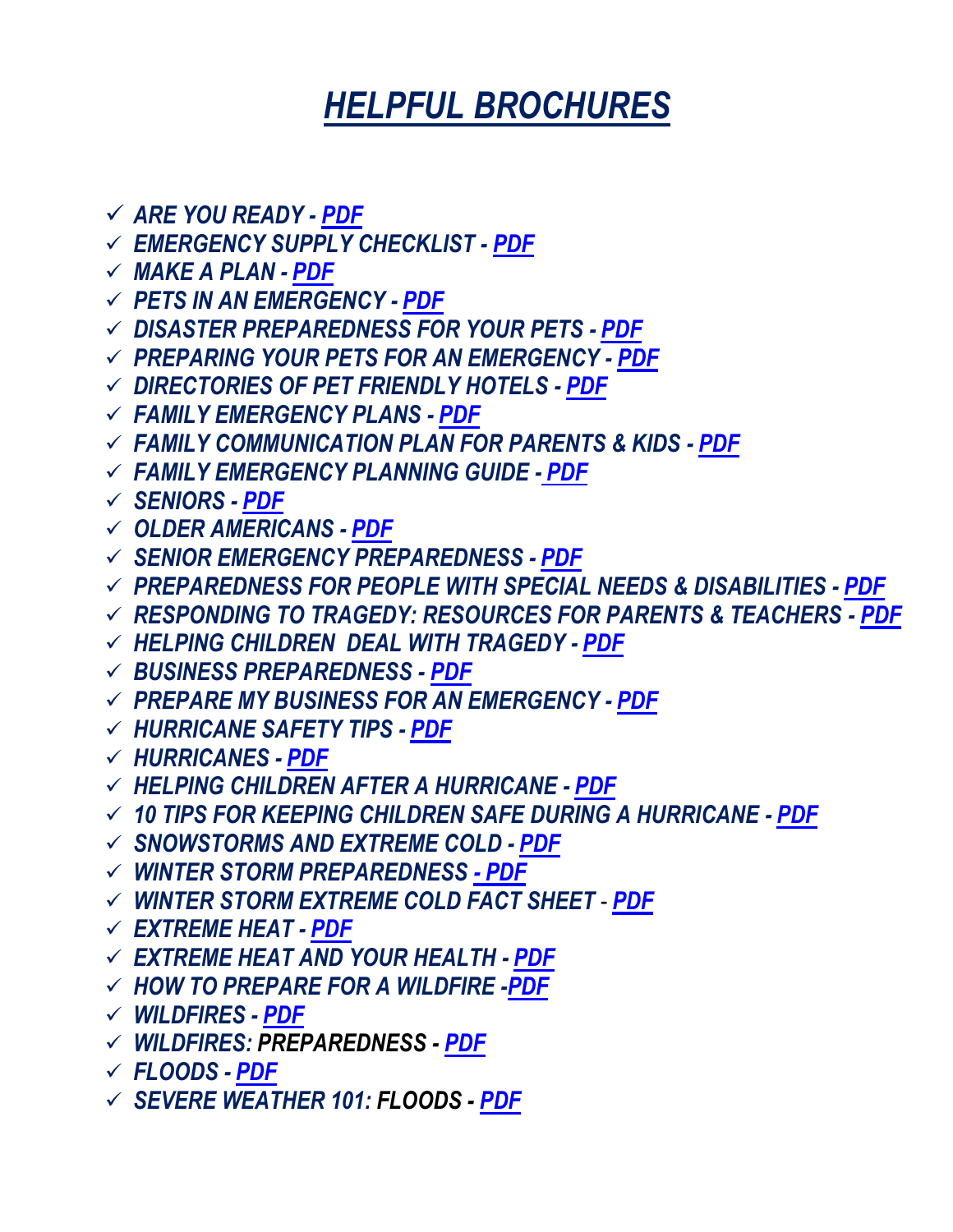# ***HELPFUL BROCHURES***

- ✓ ***ARE YOU READY - PDF***
- ✓ ***EMERGENCY SUPPLY CHECKLIST - PDF***
- ✓ ***MAKE A PLAN - PDF***
- ✓ ***PETS IN AN EMERGENCY - PDF***
- ✓ ***DISASTER PREPAREDNESS FOR YOUR PETS - PDF***
- ✓ ***PREPARING YOUR PETS FOR AN EMERGENCY - PDF***
- ✓ ***DIRECTORIES OF PET FRIENDLY HOTELS - PDF***
- ✓ ***FAMILY EMERGENCY PLANS - PDF***
- ✓ ***FAMILY COMMUNICATION PLAN FOR PARENTS & KIDS - PDF***
- ✓ ***FAMILY EMERGENCY PLANNING GUIDE - PDF***
- ✓ ***SENIORS - PDF***
- ✓ ***OLDER AMERICANS - PDF***
- ✓ ***SENIOR EMERGENCY PREPAREDNESS - PDF***
- ✓ ***PREPAREDNESS FOR PEOPLE WITH SPECIAL NEEDS & DISABILITIES - PDF***
- ✓ ***RESPONDING TO TRAGEDY: RESOURCES FOR PARENTS & TEACHERS - PDF***
- ✓ ***HELPING CHILDREN DEAL WITH TRAGEDY - PDF***
- ✓ ***BUSINESS PREPAREDNESS - PDF***
- ✓ ***PREPARE MY BUSINESS FOR AN EMERGENCY - PDF***
- ✓ ***HURRICANE SAFETY TIPS - PDF***
- ✓ ***HURRICANES - PDF***
- ✓ ***HELPING CHILDREN AFTER A HURRICANE - PDF***
- ✓ ***10 TIPS FOR KEEPING CHILDREN SAFE DURING A HURRICANE - PDF***
- ✓ ***SNOWSTORMS AND EXTREME COLD - PDF***
- ✓ ***WINTER STORM PREPAREDNESS - PDF***
- ✓ ***WINTER STORM EXTREME COLD FACT SHEET - PDF***
- ✓ ***EXTREME HEAT - PDF***
- ✓ ***EXTREME HEAT AND YOUR HEALTH - PDF***
- ✓ ***HOW TO PREPARE FOR A WILDFIRE -PDF***
- ✓ ***WILDFIRES - PDF***
- ✓ ***WILDFIRES: PREPAREDNESS - PDF***
- ✓ ***FLOODS - PDF***
- ✓ ***SEVERE WEATHER 101: FLOODS - PDF***